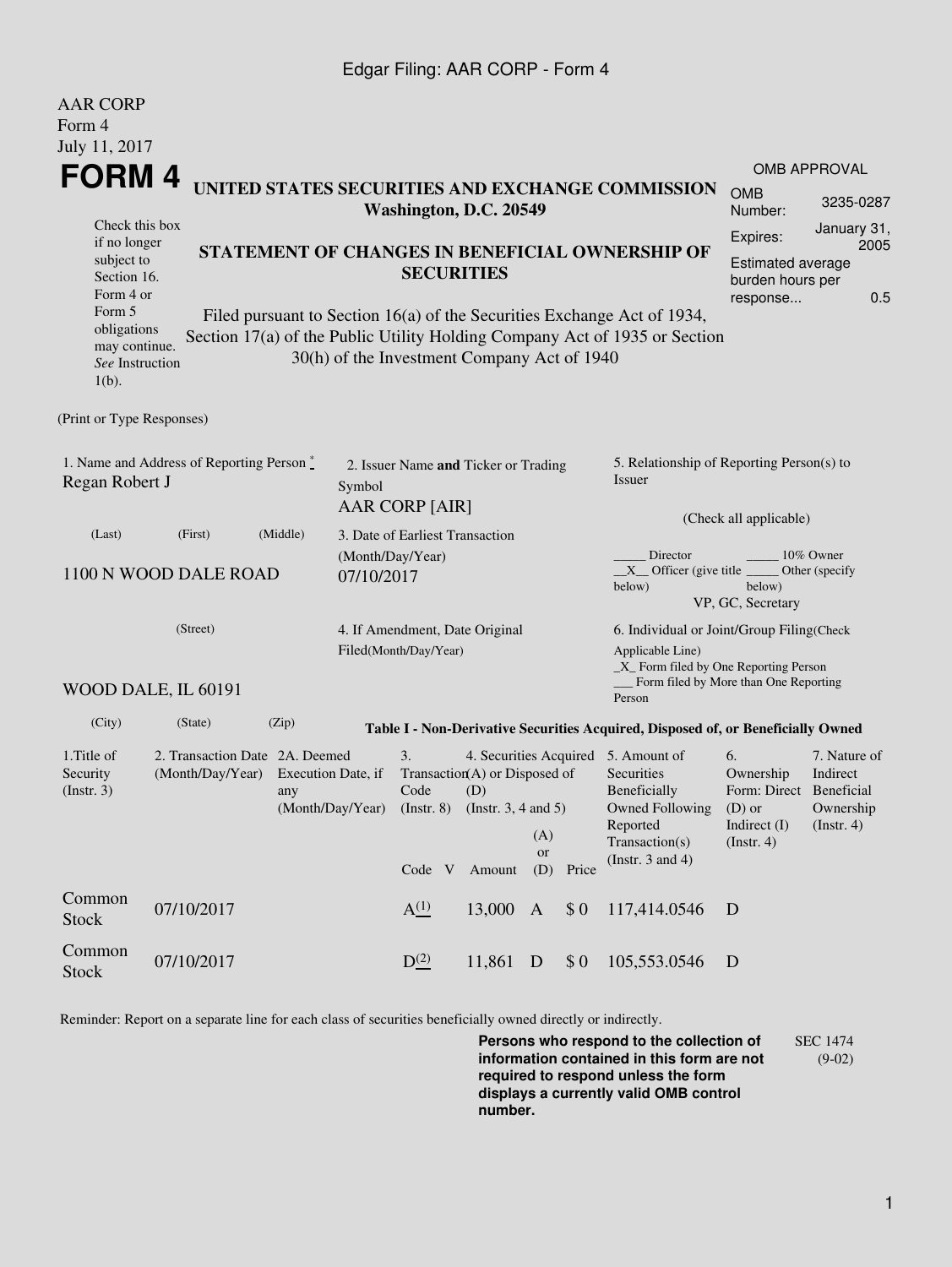AAR CORP
Form 4
July 11, 2017

# FORM 4

## UNITED STATES SECURITIES AND EXCHANGE COMMISSION
**Washington, D.C. 20549**

| OMB APPROVAL | |
|---|---|
| OMB Number: | 3235-0287 |
| Expires: | January 31, 2005 |
| Estimated average burden hours per response... | 0.5 |

Check this box if no longer subject to Section 16. Form 4 or Form 5 obligations may continue. *See* Instruction 1(b).

## STATEMENT OF CHANGES IN BENEFICIAL OWNERSHIP OF SECURITIES

Filed pursuant to Section 16(a) of the Securities Exchange Act of 1934, Section 17(a) of the Public Utility Holding Company Act of 1935 or Section 30(h) of the Investment Company Act of 1940

(Print or Type Responses)

1. Name and Address of Reporting Person *
Regan Robert J

(Last) (First) (Middle)

1100 N WOOD DALE ROAD

(Street)

WOOD DALE, IL 60191

(City) (State) (Zip)

2. Issuer Name **and** Ticker or Trading Symbol
AAR CORP [AIR]

3. Date of Earliest Transaction (Month/Day/Year)
07/10/2017

4. If Amendment, Date Original Filed(Month/Day/Year)

5. Relationship of Reporting Person(s) to Issuer

(Check all applicable)

_____ Director _____ 10% Owner
\_\_X\_\_ Officer (give title below) _____ Other (specify below)
VP, GC, Secretary

6. Individual or Joint/Group Filing(Check Applicable Line)
\_X\_ Form filed by One Reporting Person
___ Form filed by More than One Reporting Person

**Table I - Non-Derivative Securities Acquired, Disposed of, or Beneficially Owned**

| 1.Title of Security (Instr. 3) | 2. Transaction Date (Month/Day/Year) | 2A. Deemed Execution Date, if any (Month/Day/Year) | 3. Transaction Code (Instr. 8) | | 4. Securities Acquired (A) or Disposed of (D) (Instr. 3, 4 and 5) | | | 5. Amount of Securities Beneficially Owned Following Reported Transaction(s) (Instr. 3 and 4) | 6. Ownership Form: Direct (D) or Indirect (I) (Instr. 4) | 7. Nature of Indirect Beneficial Ownership (Instr. 4) |
|---|---|---|---|---|---|---|---|---|---|---|
| | | | Code | V | Amount | (A) or (D) | Price | | | |
| Common Stock | 07/10/2017 | | A(1) | | 13,000 | A | $ 0 | 117,414.0546 | D | |
| Common Stock | 07/10/2017 | | D(2) | | 11,861 | D | $ 0 | 105,553.0546 | D | |

Reminder: Report on a separate line for each class of securities beneficially owned directly or indirectly.

**Persons who respond to the collection of information contained in this form are not required to respond unless the form displays a currently valid OMB control number.**

SEC 1474 (9-02)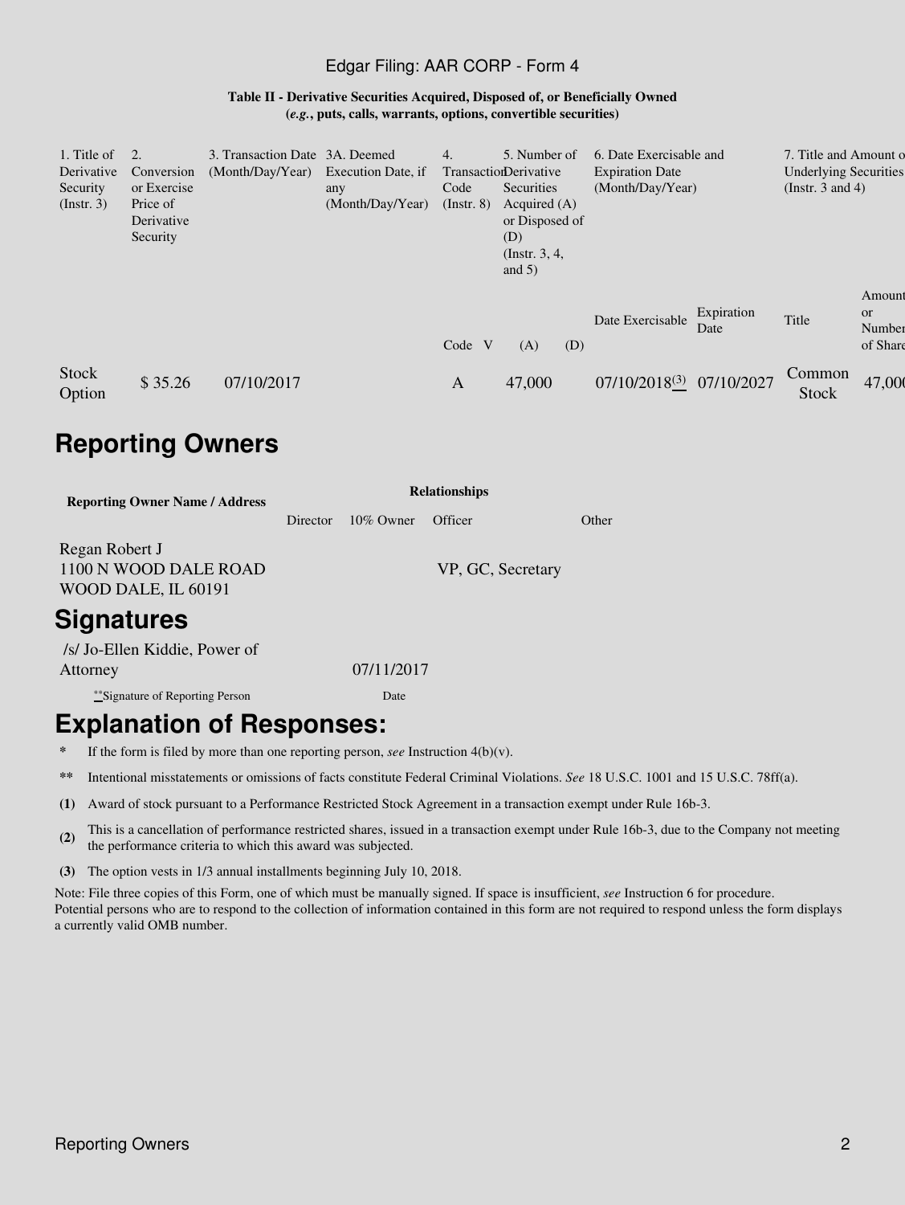**Table II - Derivative Securities Acquired, Disposed of, or Beneficially Owned**
**(*e.g.*, puts, calls, warrants, options, convertible securities)**

| 1. Title of Derivative Security (Instr. 3) | 2. Conversion or Exercise Price of Derivative Security | 3. Transaction Date (Month/Day/Year) | 3A. Deemed Execution Date, if any (Month/Day/Year) | 4. Transaction Code (Instr. 8) | | 5. Number of Derivative Securities Acquired (A) or Disposed of (D) (Instr. 3, 4, and 5) | | 6. Date Exercisable and Expiration Date (Month/Day/Year) | | 7. Title and Amount of Underlying Securities (Instr. 3 and 4) | |
|---|---|---|---|---|---|---|---|---|---|---|---|
| | | | | Code | V | (A) | (D) | Date Exercisable | Expiration Date | Title | Amount or Number of Shares |
| Stock Option | $ 35.26 | 07/10/2017 | | A | | 47,000 | | 07/10/2018 (3) | 07/10/2027 | Common Stock | 47,000 |

# Reporting Owners

| Reporting Owner Name / Address | Relationships | | | |
|---|---|---|---|---|
| | Director | 10% Owner | Officer | Other |
| Regan Robert J<br>1100 N WOOD DALE ROAD<br>WOOD DALE, IL 60191 | | | VP, GC, Secretary | |

# Signatures

| | |
|---|---|
| /s/ Jo-Ellen Kiddie, Power of Attorney | 07/11/2017 |
| **Signature of Reporting Person | Date |

# Explanation of Responses:

\* If the form is filed by more than one reporting person, *see* Instruction 4(b)(v).

** Intentional misstatements or omissions of facts constitute Federal Criminal Violations. *See* 18 U.S.C. 1001 and 15 U.S.C. 78ff(a).

**(1)** Award of stock pursuant to a Performance Restricted Stock Agreement in a transaction exempt under Rule 16b-3.

**(2)** This is a cancellation of performance restricted shares, issued in a transaction exempt under Rule 16b-3, due to the Company not meeting the performance criteria to which this award was subjected.

**(3)** The option vests in 1/3 annual installments beginning July 10, 2018.

Note: File three copies of this Form, one of which must be manually signed. If space is insufficient, *see* Instruction 6 for procedure.
Potential persons who are to respond to the collection of information contained in this form are not required to respond unless the form displays a currently valid OMB number.